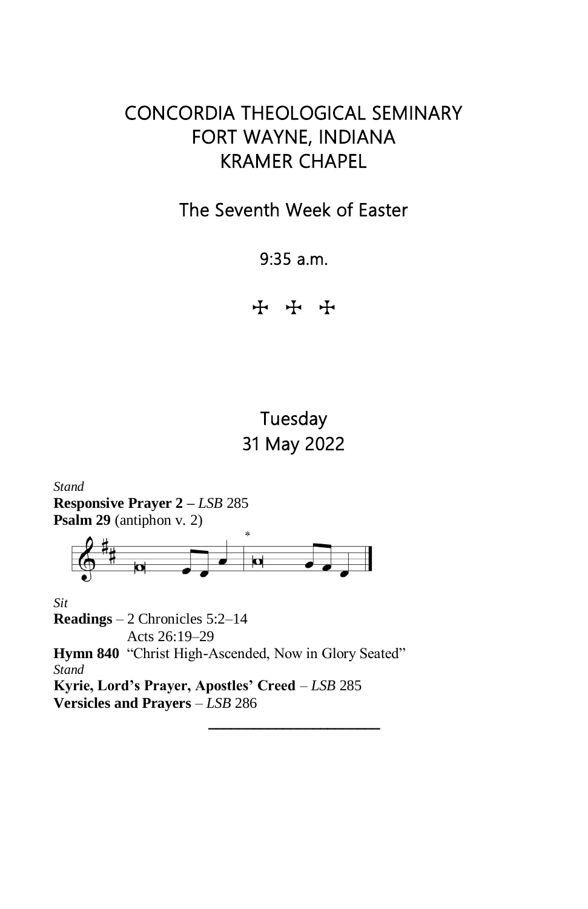# CONCORDIA THEOLOGICAL SEMINARY
# FORT WAYNE, INDIANA
# KRAMER CHAPEL

## The Seventh Week of Easter

9:35 a.m.

✠ ✠ ✠

## Tuesday
## 31 May 2022

*Stand*

**Responsive Prayer 2 –** *LSB* 285

**Psalm 29** (antiphon v. 2)

*Sit*

**Readings** – 2 Chronicles 5:2–14
Acts 26:19–29

**Hymn 840** "Christ High-Ascended, Now in Glory Seated"

*Stand*

**Kyrie, Lord's Prayer, Apostles' Creed** – *LSB* 285

**Versicles and Prayers** – *LSB* 286

---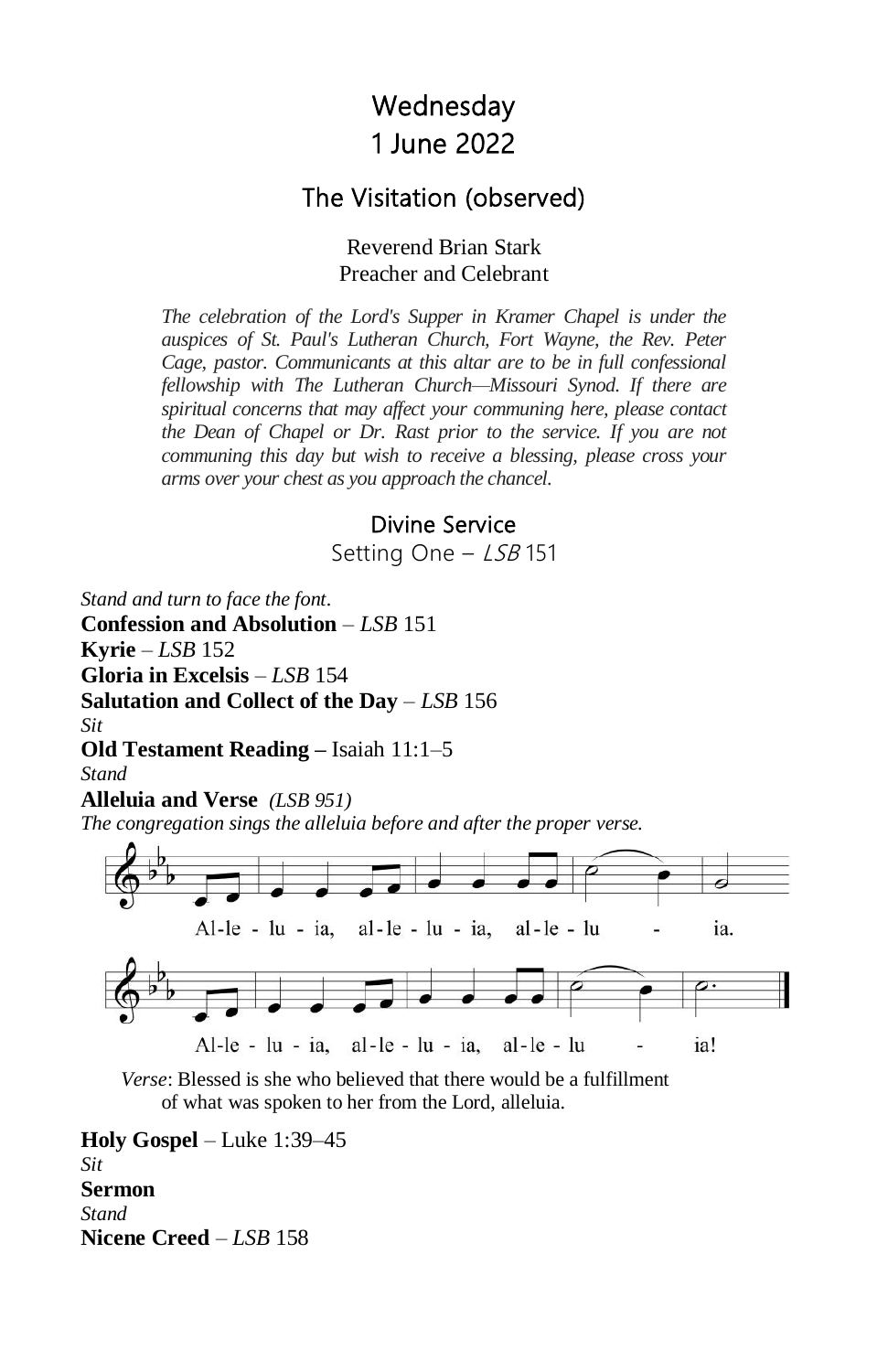# Wednesday
# 1 June 2022

## The Visitation (observed)

Reverend Brian Stark
Preacher and Celebrant

*The celebration of the Lord's Supper in Kramer Chapel is under the auspices of St. Paul's Lutheran Church, Fort Wayne, the Rev. Peter Cage, pastor. Communicants at this altar are to be in full confessional fellowship with The Lutheran Church—Missouri Synod. If there are spiritual concerns that may affect your communing here, please contact the Dean of Chapel or Dr. Rast prior to the service. If you are not communing this day but wish to receive a blessing, please cross your arms over your chest as you approach the chancel.*

### Divine Service

Setting One – *LSB* 151

*Stand and turn to face the font.*
**Confession and Absolution** – *LSB* 151
**Kyrie** – *LSB* 152
**Gloria in Excelsis** – *LSB* 154
**Salutation and Collect of the Day** – *LSB* 156
*Sit*
**Old Testament Reading –** Isaiah 11:1–5
*Stand*
**Alleluia and Verse** *(LSB 951)*
*The congregation sings the alleluia before and after the proper verse.*

Al-le - lu - ia, al-le - lu - ia, al-le - lu - ia.

Al-le - lu - ia, al-le - lu - ia, al-le - lu - ia!

*Verse*: Blessed is she who believed that there would be a fulfillment of what was spoken to her from the Lord, alleluia.

**Holy Gospel** – Luke 1:39–45
*Sit*
**Sermon**
*Stand*
**Nicene Creed** – *LSB* 158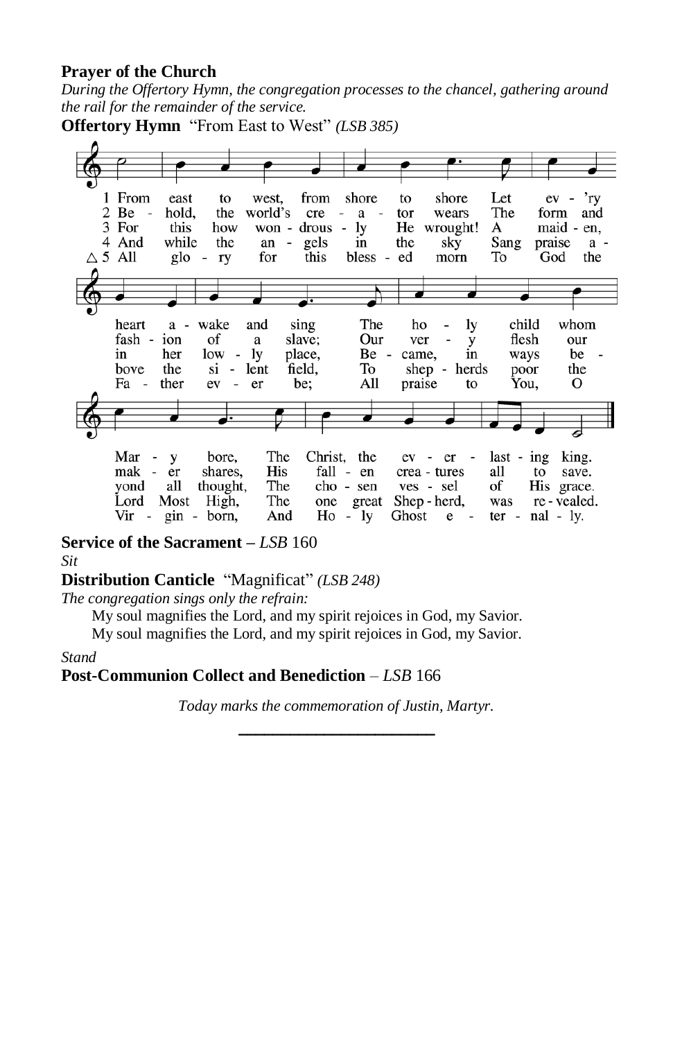**Prayer of the Church**

*During the Offertory Hymn, the congregation processes to the chancel, gathering around the rail for the remainder of the service.*

**Offertory Hymn** "From East to West" *(LSB 385)*

1 From east to west, from shore to shore Let ev - 'ry heart a - wake and sing The ho - ly child whom Mar - y bore, The Christ, the ev - er - last - ing king.

2 Be - hold, the world's cre - a - tor wears The form and fash - ion of a slave; Our ver - y flesh our mak - er shares, His fall - en crea - tures all to save.

3 For this how won - drous - ly He wrought! A maid - en, in her low - ly place, Be - came, in ways be - yond all thought, The cho - sen ves - sel of His grace.

4 And while the an - gels in the sky Sang praise a - bove the si - lent field, To shep - herds poor the Lord Most High, The one great Shep - herd, was re - vealed.

△ 5 All glo - ry for this bless - ed morn To God the Fa - ther ev - er be; All praise to You, O Vir - gin - born, And Ho - ly Ghost e - ter - nal - ly.

**Service of the Sacrament –** *LSB* 160

*Sit*

**Distribution Canticle** "Magnificat" *(LSB 248)*

*The congregation sings only the refrain:*

My soul magnifies the Lord, and my spirit rejoices in God, my Savior.
My soul magnifies the Lord, and my spirit rejoices in God, my Savior.

*Stand*

**Post-Communion Collect and Benediction** – *LSB* 166

*Today marks the commemoration of Justin, Martyr.*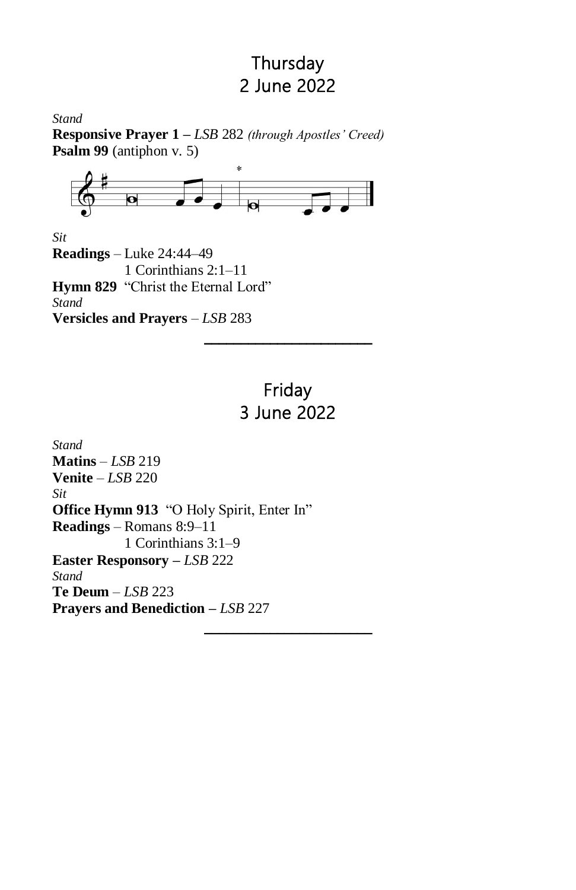## Thursday
## 2 June 2022

*Stand*

**Responsive Prayer 1 –** *LSB* 282 *(through Apostles' Creed)*

**Psalm 99** (antiphon v. 5)

*Sit*

**Readings** – Luke 24:44–49
1 Corinthians 2:1–11

**Hymn 829** "Christ the Eternal Lord"

*Stand*

**Versicles and Prayers** – *LSB* 283

---

## Friday
## 3 June 2022

*Stand*

**Matins** – *LSB* 219

**Venite** – *LSB* 220

*Sit*

**Office Hymn 913** "O Holy Spirit, Enter In"

**Readings** – Romans 8:9–11
1 Corinthians 3:1–9

**Easter Responsory –** *LSB* 222

*Stand*

**Te Deum** – *LSB* 223

**Prayers and Benediction –** *LSB* 227

---